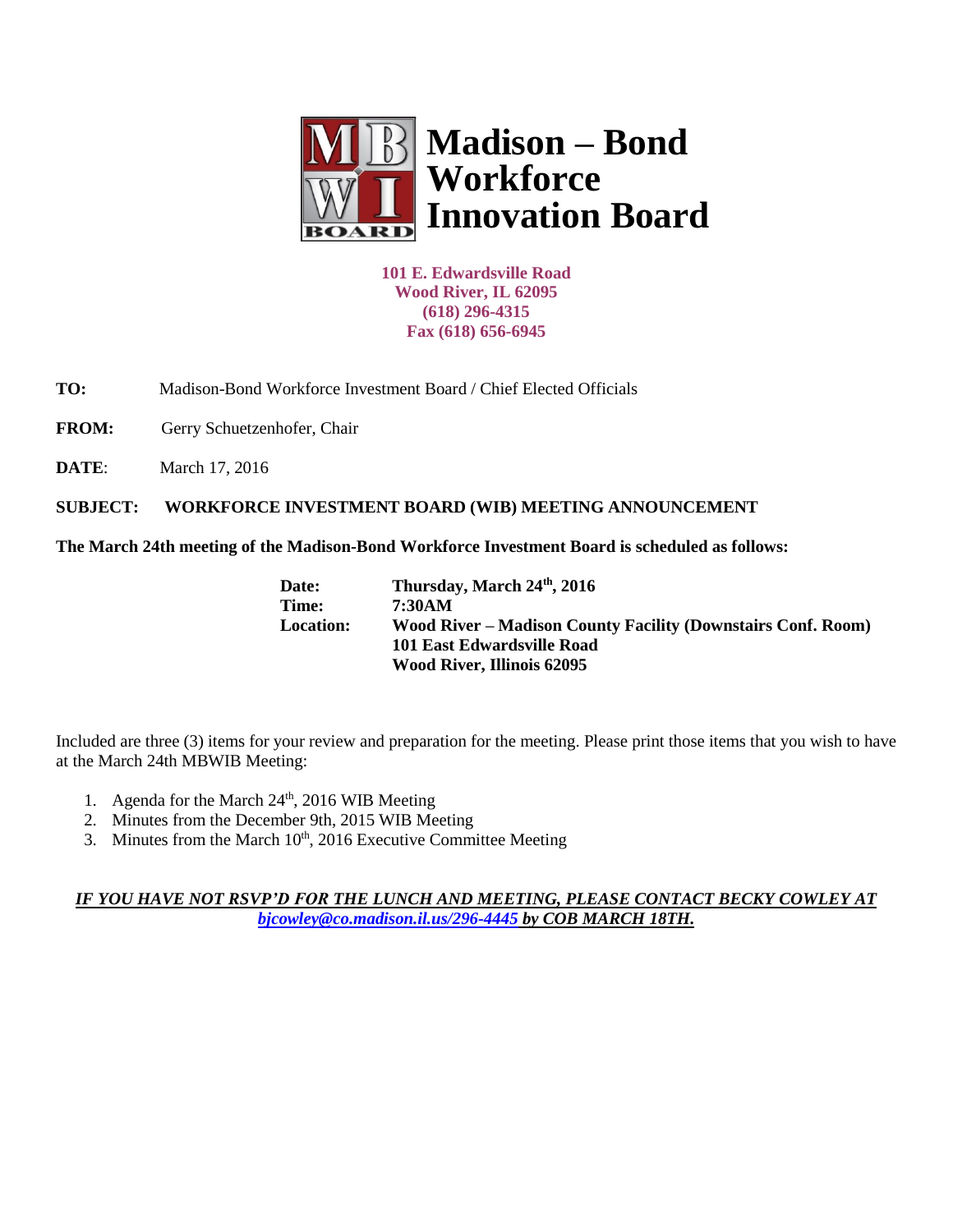# Madison – Bond Workforce Innovation Board

**101 E. Edwardsville Road**
**Wood River, IL 62095**
**(618) 296-4315**
**Fax (618) 656-6945**

**TO:** Madison-Bond Workforce Investment Board / Chief Elected Officials

**FROM:** Gerry Schuetzenhofer, Chair

**DATE**: March 17, 2016

**SUBJECT: WORKFORCE INVESTMENT BOARD (WIB) MEETING ANNOUNCEMENT**

**The March 24th meeting of the Madison-Bond Workforce Investment Board is scheduled as follows:**

| | |
|---|---|
| **Date:** | **Thursday, March 24th, 2016** |
| **Time:** | **7:30AM** |
| **Location:** | **Wood River – Madison County Facility (Downstairs Conf. Room)** |
| | **101 East Edwardsville Road** |
| | **Wood River, Illinois 62095** |

Included are three (3) items for your review and preparation for the meeting. Please print those items that you wish to have at the March 24th MBWIB Meeting:

1. Agenda for the March 24th, 2016 WIB Meeting
2. Minutes from the December 9th, 2015 WIB Meeting
3. Minutes from the March 10th, 2016 Executive Committee Meeting

***IF YOU HAVE NOT RSVP'D FOR THE LUNCH AND MEETING, PLEASE CONTACT BECKY COWLEY AT bjcowley@co.madison.il.us/296-4445 by COB MARCH 18TH.***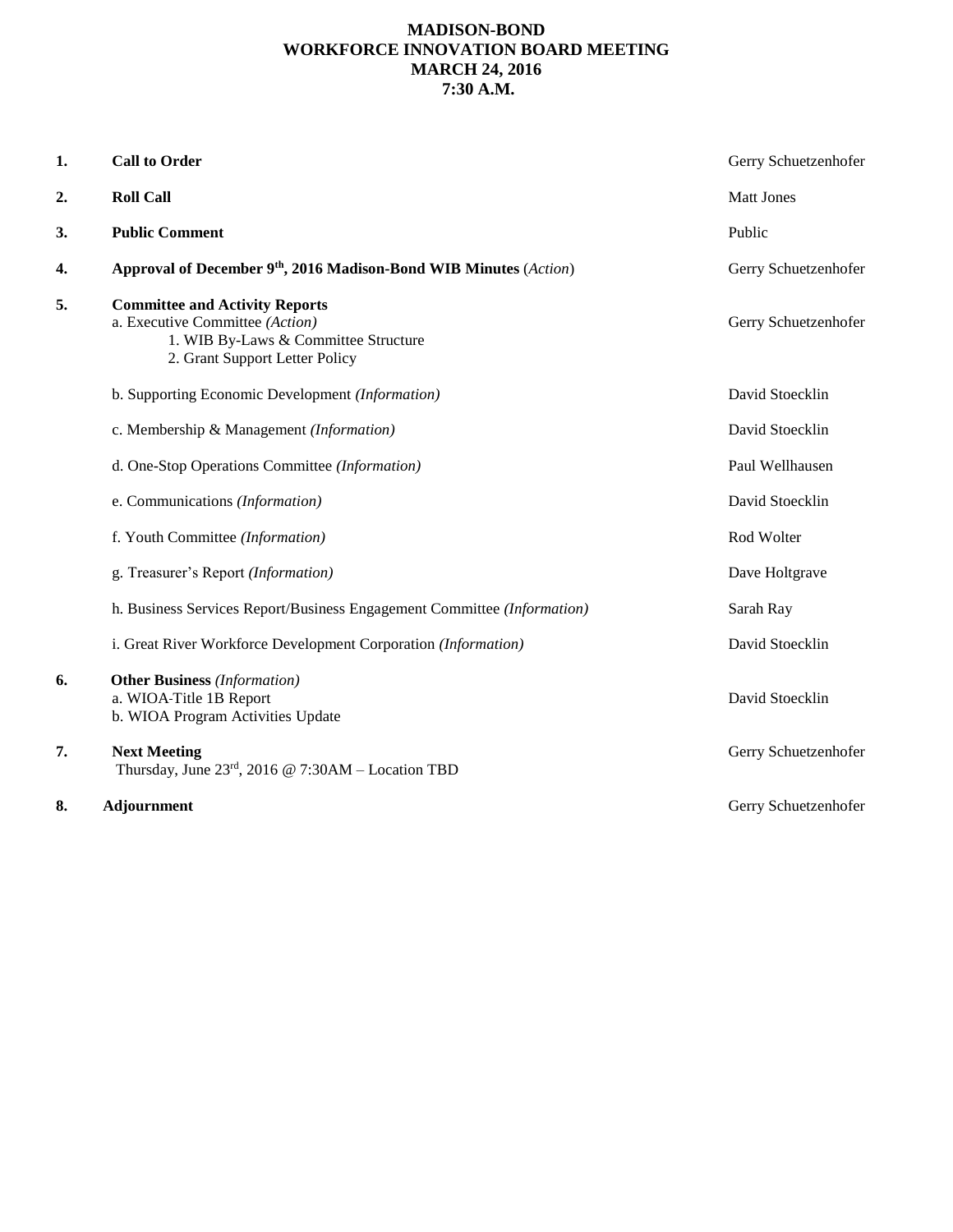**MADISON-BOND**
**WORKFORCE INNOVATION BOARD MEETING**
**MARCH 24, 2016**
**7:30 A.M.**

| | | |
|---|---|---|
| **1.** | **Call to Order** | Gerry Schuetzenhofer |
| **2.** | **Roll Call** | Matt Jones |
| **3.** | **Public Comment** | Public |
| **4.** | **Approval of December 9th, 2016 Madison-Bond WIB Minutes** (*Action*) | Gerry Schuetzenhofer |
| **5.** | **Committee and Activity Reports**<br>a. Executive Committee *(Action)*<br>1. WIB By-Laws & Committee Structure<br>2. Grant Support Letter Policy | Gerry Schuetzenhofer |
| | b. Supporting Economic Development *(Information)* | David Stoecklin |
| | c. Membership & Management *(Information)* | David Stoecklin |
| | d. One-Stop Operations Committee *(Information)* | Paul Wellhausen |
| | e. Communications *(Information)* | David Stoecklin |
| | f. Youth Committee *(Information)* | Rod Wolter |
| | g. Treasurer's Report *(Information)* | Dave Holtgrave |
| | h. Business Services Report/Business Engagement Committee *(Information)* | Sarah Ray |
| | i. Great River Workforce Development Corporation *(Information)* | David Stoecklin |
| **6.** | **Other Business** *(Information)*<br>a. WIOA-Title 1B Report<br>b. WIOA Program Activities Update | David Stoecklin |
| **7.** | **Next Meeting**<br>Thursday, June 23rd, 2016 @ 7:30AM – Location TBD | Gerry Schuetzenhofer |
| **8.** | **Adjournment** | Gerry Schuetzenhofer |